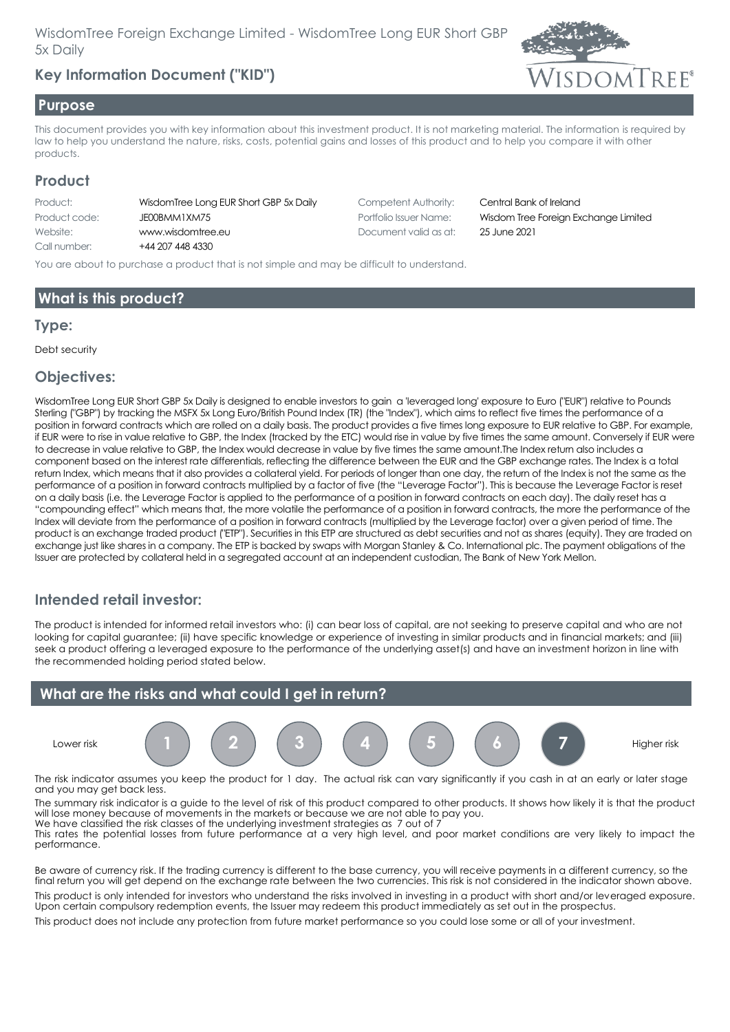# WisdomTree Foreign Exchange Limited - WisdomTree Long EUR Short GBP 5x Daily

## Key Information Document ("KID")

## Purpose

This document provides you with key information about this investment product. It is not marketing material. The information is required by law to help you understand the nature, risks, costs, potential gains and losses of this product and to help you compare it with other products.

## Product

| | | | |
|---|---|---|---|
| Product: | WisdomTree Long EUR Short GBP 5x Daily | Competent Authority: | Central Bank of Ireland |
| Product code: | JE00BMM1XM75 | Portfolio Issuer Name: | Wisdom Tree Foreign Exchange Limited |
| Website: | www.wisdomtree.eu | Document valid as at: | 25 June 2021 |
| Call number: | +44 207 448 4330 | | |

You are about to purchase a product that is not simple and may be difficult to understand.

## What is this product?

### Type:

Debt security

### Objectives:

WisdomTree Long EUR Short GBP 5x Daily is designed to enable investors to gain a 'leveraged long' exposure to Euro ("EUR") relative to Pounds Sterling ("GBP") by tracking the MSFX 5x Long Euro/British Pound Index (TR) (the "Index"), which aims to reflect five times the performance of a position in forward contracts which are rolled on a daily basis. The product provides a five times long exposure to EUR relative to GBP. For example, if EUR were to rise in value relative to GBP, the Index (tracked by the ETC) would rise in value by five times the same amount. Conversely if EUR were to decrease in value relative to GBP, the Index would decrease in value by five times the same amount.The Index return also includes a component based on the interest rate differentials, reflecting the difference between the EUR and the GBP exchange rates. The Index is a total return Index, which means that it also provides a collateral yield. For periods of longer than one day, the return of the Index is not the same as the performance of a position in forward contracts multiplied by a factor of five (the "Leverage Factor"). This is because the Leverage Factor is reset on a daily basis (i.e. the Leverage Factor is applied to the performance of a position in forward contracts on each day). The daily reset has a "compounding effect" which means that, the more volatile the performance of a position in forward contracts, the more the performance of the Index will deviate from the performance of a position in forward contracts (multiplied by the Leverage factor) over a given period of time. The product is an exchange traded product ("ETP"). Securities in this ETP are structured as debt securities and not as shares (equity). They are traded on exchange just like shares in a company. The ETP is backed by swaps with Morgan Stanley & Co. International plc. The payment obligations of the Issuer are protected by collateral held in a segregated account at an independent custodian, The Bank of New York Mellon.

### Intended retail investor:

The product is intended for informed retail investors who: (i) can bear loss of capital, are not seeking to preserve capital and who are not looking for capital guarantee; (ii) have specific knowledge or experience of investing in similar products and in financial markets; and (iii) seek a product offering a leveraged exposure to the performance of the underlying asset(s) and have an investment horizon in line with the recommended holding period stated below.

## What are the risks and what could I get in return?

Lower risk 1 2 3 4 5 6 **7** Higher risk

The risk indicator assumes you keep the product for 1 day. The actual risk can vary significantly if you cash in at an early or later stage and you may get back less.

The summary risk indicator is a guide to the level of risk of this product compared to other products. It shows how likely it is that the product will lose money because of movements in the markets or because we are not able to pay you.
We have classified the risk classes of the underlying investment strategies as 7 out of 7
This rates the potential losses from future performance at a very high level, and poor market conditions are very likely to impact the performance.

Be aware of currency risk. If the trading currency is different to the base currency, you will receive payments in a different currency, so the final return you will get depend on the exchange rate between the two currencies. This risk is not considered in the indicator shown above.

This product is only intended for investors who understand the risks involved in investing in a product with short and/or leveraged exposure. Upon certain compulsory redemption events, the Issuer may redeem this product immediately as set out in the prospectus.

This product does not include any protection from future market performance so you could lose some or all of your investment.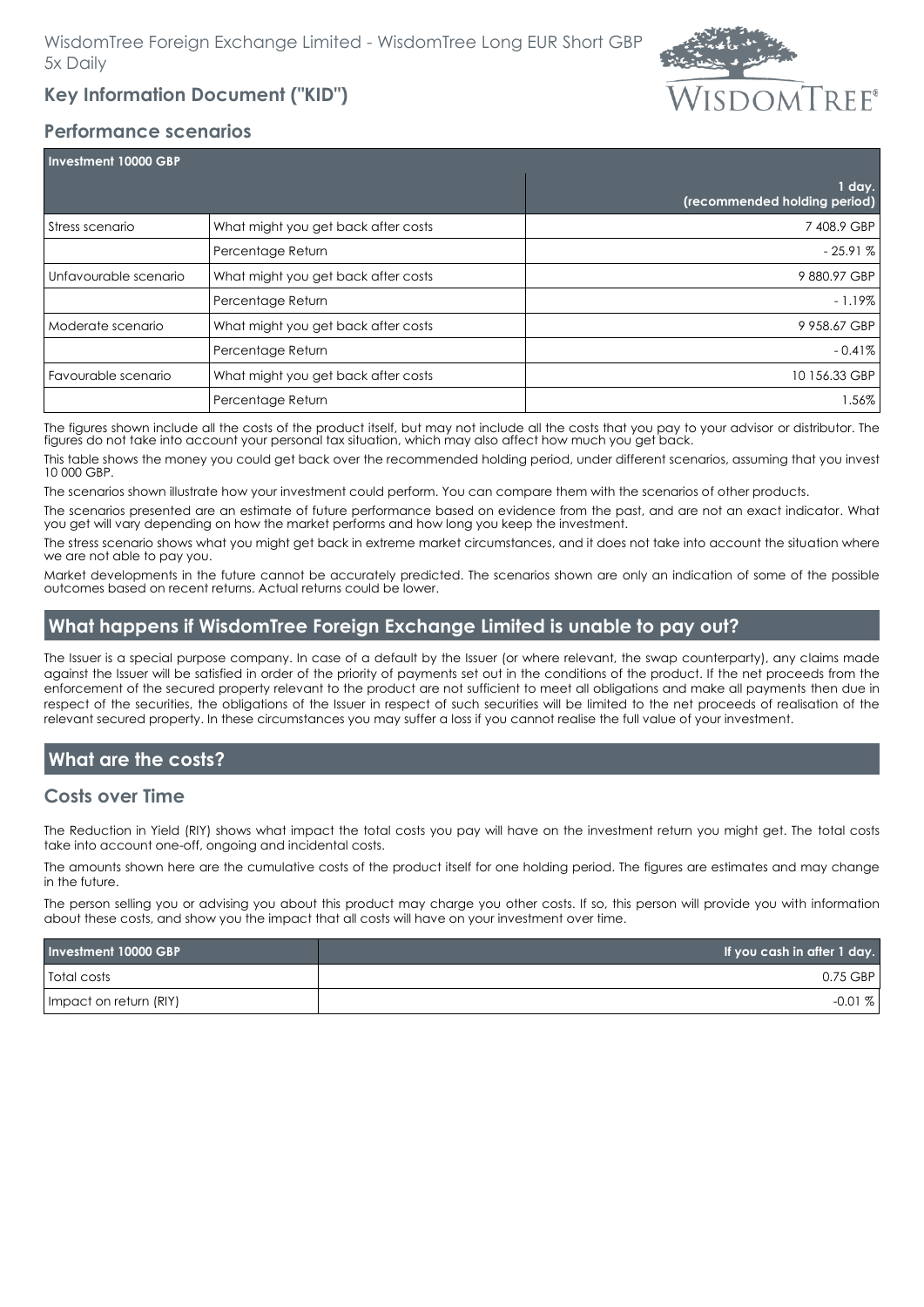## Performance scenarios

| Investment 10000 GBP | | 1 day. (recommended holding period) |
|---|---|---|
| Stress scenario | What might you get back after costs | 7 408.9 GBP |
| | Percentage Return | - 25.91 % |
| Unfavourable scenario | What might you get back after costs | 9 880.97 GBP |
| | Percentage Return | - 1.19% |
| Moderate scenario | What might you get back after costs | 9 958.67 GBP |
| | Percentage Return | - 0.41% |
| Favourable scenario | What might you get back after costs | 10 156.33 GBP |
| | Percentage Return | 1.56% |

The figures shown include all the costs of the product itself, but may not include all the costs that you pay to your advisor or distributor. The figures do not take into account your personal tax situation, which may also affect how much you get back.

This table shows the money you could get back over the recommended holding period, under different scenarios, assuming that you invest 10 000 GBP.

The scenarios shown illustrate how your investment could perform. You can compare them with the scenarios of other products.

The scenarios presented are an estimate of future performance based on evidence from the past, and are not an exact indicator. What you get will vary depending on how the market performs and how long you keep the investment.

The stress scenario shows what you might get back in extreme market circumstances, and it does not take into account the situation where we are not able to pay you.

Market developments in the future cannot be accurately predicted. The scenarios shown are only an indication of some of the possible outcomes based on recent returns. Actual returns could be lower.

## What happens if WisdomTree Foreign Exchange Limited is unable to pay out?

The Issuer is a special purpose company. In case of a default by the Issuer (or where relevant, the swap counterparty), any claims made against the Issuer will be satisfied in order of the priority of payments set out in the conditions of the product. If the net proceeds from the enforcement of the secured property relevant to the product are not sufficient to meet all obligations and make all payments then due in respect of the securities, the obligations of the Issuer in respect of such securities will be limited to the net proceeds of realisation of the relevant secured property. In these circumstances you may suffer a loss if you cannot realise the full value of your investment.

## What are the costs?

### Costs over Time

The Reduction in Yield (RIY) shows what impact the total costs you pay will have on the investment return you might get. The total costs take into account one-off, ongoing and incidental costs.

The amounts shown here are the cumulative costs of the product itself for one holding period. The figures are estimates and may change in the future.

The person selling you or advising you about this product may charge you other costs. If so, this person will provide you with information about these costs, and show you the impact that all costs will have on your investment over time.

| Investment 10000 GBP | If you cash in after 1 day. |
|---|---|
| Total costs | 0.75 GBP |
| Impact on return (RIY) | -0.01 % |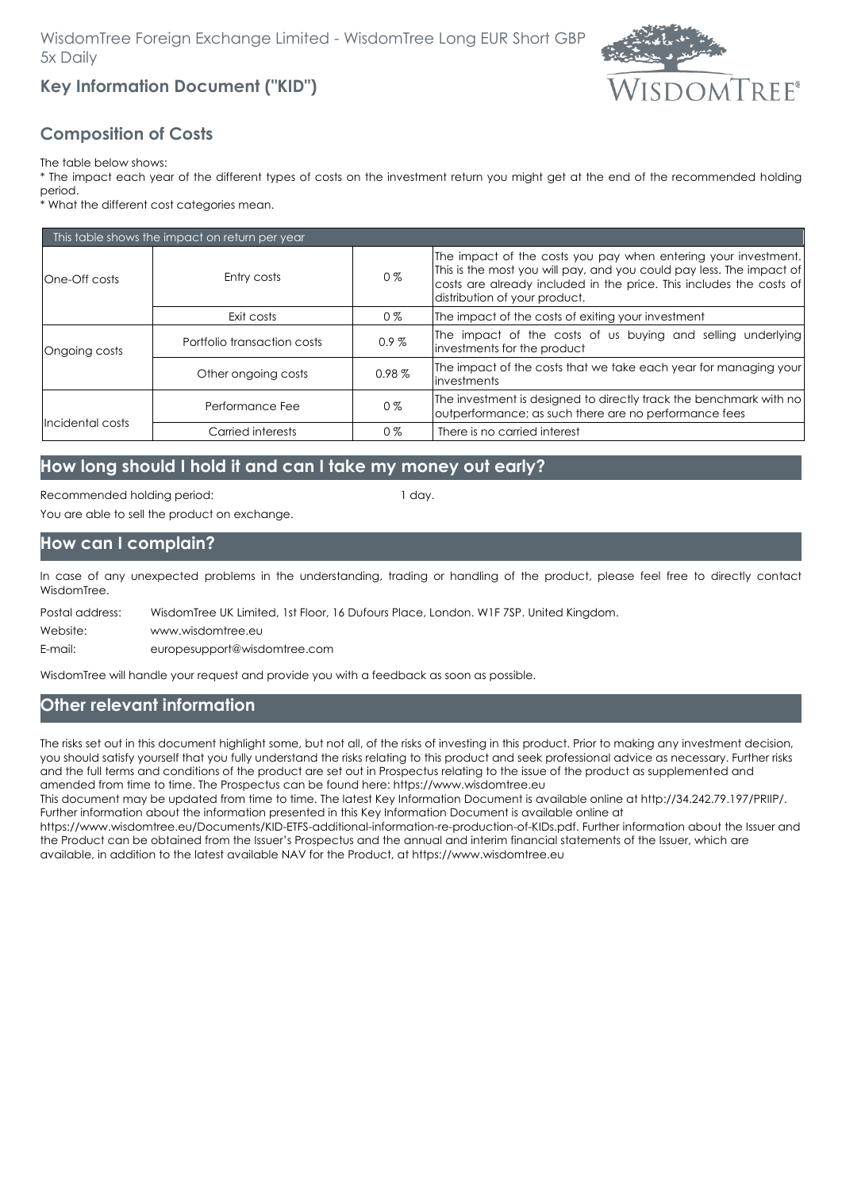WisdomTree Foreign Exchange Limited - WisdomTree Long EUR Short GBP 5x Daily

## Key Information Document ("KID")

## Composition of Costs

The table below shows:
* The impact each year of the different types of costs on the investment return you might get at the end of the recommended holding period.
* What the different cost categories mean.

| This table shows the impact on return per year | | | |
|---|---|---|---|
| One-Off costs | Entry costs | 0 % | The impact of the costs you pay when entering your investment. This is the most you will pay, and you could pay less. The impact of costs are already included in the price. This includes the costs of distribution of your product. |
| | Exit costs | 0 % | The impact of the costs of exiting your investment |
| Ongoing costs | Portfolio transaction costs | 0.9 % | The impact of the costs of us buying and selling underlying investments for the product |
| | Other ongoing costs | 0.98 % | The impact of the costs that we take each year for managing your investments |
| Incidental costs | Performance Fee | 0 % | The investment is designed to directly track the benchmark with no outperformance; as such there are no performance fees |
| | Carried interests | 0 % | There is no carried interest |

## How long should I hold it and can I take my money out early?

Recommended holding period: 1 day.

You are able to sell the product on exchange.

## How can I complain?

In case of any unexpected problems in the understanding, trading or handling of the product, please feel free to directly contact WisdomTree.

Postal address: WisdomTree UK Limited, 1st Floor, 16 Dufours Place, London. W1F 7SP. United Kingdom.

Website: www.wisdomtree.eu

E-mail: europesupport@wisdomtree.com

WisdomTree will handle your request and provide you with a feedback as soon as possible.

## Other relevant information

The risks set out in this document highlight some, but not all, of the risks of investing in this product. Prior to making any investment decision, you should satisfy yourself that you fully understand the risks relating to this product and seek professional advice as necessary. Further risks and the full terms and conditions of the product are set out in Prospectus relating to the issue of the product as supplemented and amended from time to time. The Prospectus can be found here: https://www.wisdomtree.eu
This document may be updated from time to time. The latest Key Information Document is available online at http://34.242.79.197/PRIIP/.
Further information about the information presented in this Key Information Document is available online at
https://www.wisdomtree.eu/Documents/KID-ETFS-additional-information-re-production-of-KIDs.pdf. Further information about the Issuer and the Product can be obtained from the Issuer's Prospectus and the annual and interim financial statements of the Issuer, which are available, in addition to the latest available NAV for the Product, at https://www.wisdomtree.eu